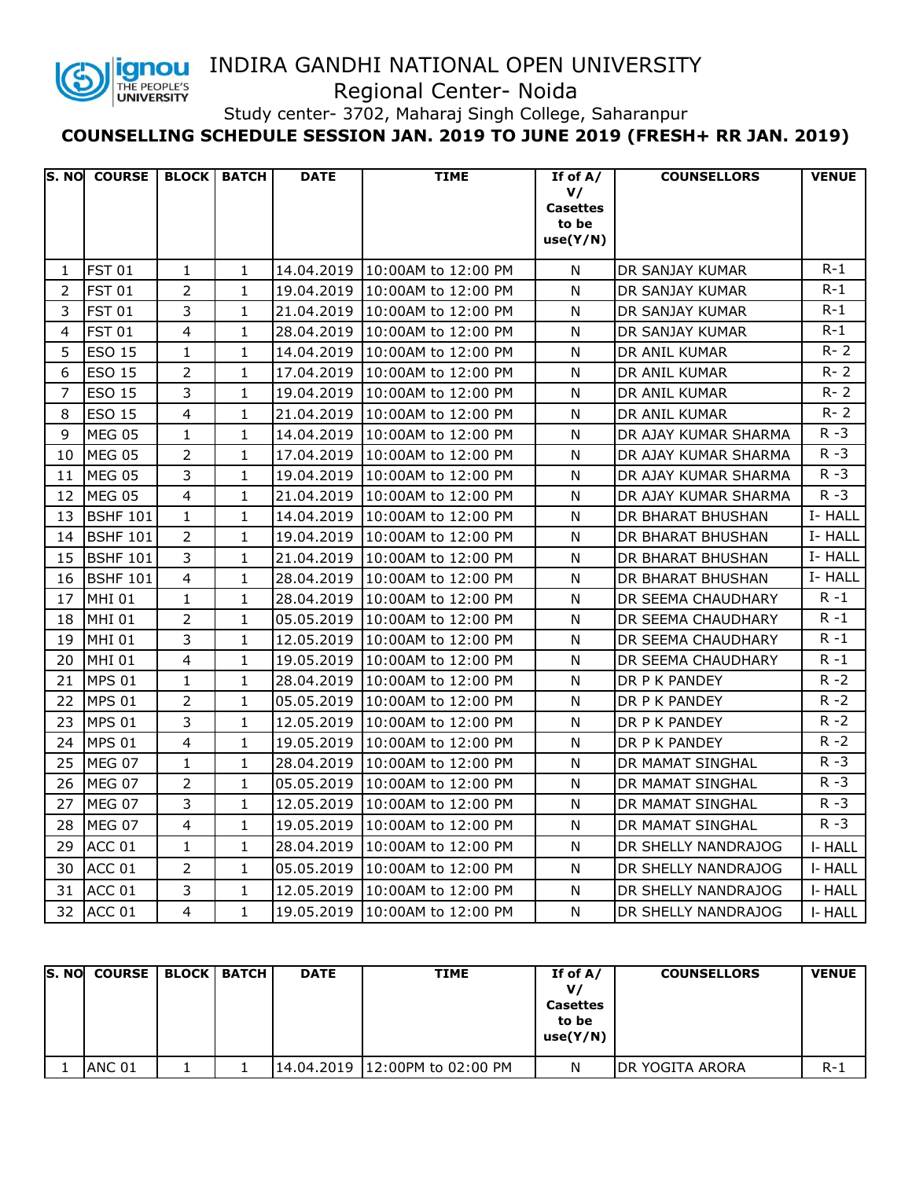# INDIRA GANDHI NATIONAL OPEN UNIVERSITY

## Regional Center- Noida

Study center- 3702, Maharaj Singh College, Saharanpur

**COUNSELLING SCHEDULE SESSION JAN. 2019 TO JUNE 2019 (FRESH+ RR JAN. 2019)**

| S. NO | COURSE | BLOCK | BATCH | DATE | TIME | If of A/ V/ Casettes to be use(Y/N) | COUNSELLORS | VENUE |
|---|---|---|---|---|---|---|---|---|
| 1 | FST 01 | 1 | 1 | 14.04.2019 | 10:00AM to 12:00 PM | N | DR SANJAY KUMAR | R-1 |
| 2 | FST 01 | 2 | 1 | 19.04.2019 | 10:00AM to 12:00 PM | N | DR SANJAY KUMAR | R-1 |
| 3 | FST 01 | 3 | 1 | 21.04.2019 | 10:00AM to 12:00 PM | N | DR SANJAY KUMAR | R-1 |
| 4 | FST 01 | 4 | 1 | 28.04.2019 | 10:00AM to 12:00 PM | N | DR SANJAY KUMAR | R-1 |
| 5 | ESO 15 | 1 | 1 | 14.04.2019 | 10:00AM to 12:00 PM | N | DR ANIL KUMAR | R- 2 |
| 6 | ESO 15 | 2 | 1 | 17.04.2019 | 10:00AM to 12:00 PM | N | DR ANIL KUMAR | R- 2 |
| 7 | ESO 15 | 3 | 1 | 19.04.2019 | 10:00AM to 12:00 PM | N | DR ANIL KUMAR | R- 2 |
| 8 | ESO 15 | 4 | 1 | 21.04.2019 | 10:00AM to 12:00 PM | N | DR ANIL KUMAR | R- 2 |
| 9 | MEG 05 | 1 | 1 | 14.04.2019 | 10:00AM to 12:00 PM | N | DR AJAY KUMAR SHARMA | R -3 |
| 10 | MEG 05 | 2 | 1 | 17.04.2019 | 10:00AM to 12:00 PM | N | DR AJAY KUMAR SHARMA | R -3 |
| 11 | MEG 05 | 3 | 1 | 19.04.2019 | 10:00AM to 12:00 PM | N | DR AJAY KUMAR SHARMA | R -3 |
| 12 | MEG 05 | 4 | 1 | 21.04.2019 | 10:00AM to 12:00 PM | N | DR AJAY KUMAR SHARMA | R -3 |
| 13 | BSHF 101 | 1 | 1 | 14.04.2019 | 10:00AM to 12:00 PM | N | DR BHARAT BHUSHAN | I- HALL |
| 14 | BSHF 101 | 2 | 1 | 19.04.2019 | 10:00AM to 12:00 PM | N | DR BHARAT BHUSHAN | I- HALL |
| 15 | BSHF 101 | 3 | 1 | 21.04.2019 | 10:00AM to 12:00 PM | N | DR BHARAT BHUSHAN | I- HALL |
| 16 | BSHF 101 | 4 | 1 | 28.04.2019 | 10:00AM to 12:00 PM | N | DR BHARAT BHUSHAN | I- HALL |
| 17 | MHI 01 | 1 | 1 | 28.04.2019 | 10:00AM to 12:00 PM | N | DR SEEMA CHAUDHARY | R -1 |
| 18 | MHI 01 | 2 | 1 | 05.05.2019 | 10:00AM to 12:00 PM | N | DR SEEMA CHAUDHARY | R -1 |
| 19 | MHI 01 | 3 | 1 | 12.05.2019 | 10:00AM to 12:00 PM | N | DR SEEMA CHAUDHARY | R -1 |
| 20 | MHI 01 | 4 | 1 | 19.05.2019 | 10:00AM to 12:00 PM | N | DR SEEMA CHAUDHARY | R -1 |
| 21 | MPS 01 | 1 | 1 | 28.04.2019 | 10:00AM to 12:00 PM | N | DR P K PANDEY | R -2 |
| 22 | MPS 01 | 2 | 1 | 05.05.2019 | 10:00AM to 12:00 PM | N | DR P K PANDEY | R -2 |
| 23 | MPS 01 | 3 | 1 | 12.05.2019 | 10:00AM to 12:00 PM | N | DR P K PANDEY | R -2 |
| 24 | MPS 01 | 4 | 1 | 19.05.2019 | 10:00AM to 12:00 PM | N | DR P K PANDEY | R -2 |
| 25 | MEG 07 | 1 | 1 | 28.04.2019 | 10:00AM to 12:00 PM | N | DR MAMAT SINGHAL | R -3 |
| 26 | MEG 07 | 2 | 1 | 05.05.2019 | 10:00AM to 12:00 PM | N | DR MAMAT SINGHAL | R -3 |
| 27 | MEG 07 | 3 | 1 | 12.05.2019 | 10:00AM to 12:00 PM | N | DR MAMAT SINGHAL | R -3 |
| 28 | MEG 07 | 4 | 1 | 19.05.2019 | 10:00AM to 12:00 PM | N | DR MAMAT SINGHAL | R -3 |
| 29 | ACC 01 | 1 | 1 | 28.04.2019 | 10:00AM to 12:00 PM | N | DR SHELLY NANDRAJOG | I- HALL |
| 30 | ACC 01 | 2 | 1 | 05.05.2019 | 10:00AM to 12:00 PM | N | DR SHELLY NANDRAJOG | I- HALL |
| 31 | ACC 01 | 3 | 1 | 12.05.2019 | 10:00AM to 12:00 PM | N | DR SHELLY NANDRAJOG | I- HALL |
| 32 | ACC 01 | 4 | 1 | 19.05.2019 | 10:00AM to 12:00 PM | N | DR SHELLY NANDRAJOG | I- HALL |

| S. NO | COURSE | BLOCK | BATCH | DATE | TIME | If of A/ V/ Casettes to be use(Y/N) | COUNSELLORS | VENUE |
|---|---|---|---|---|---|---|---|---|
| 1 | ANC 01 | 1 | 1 | 14.04.2019 | 12:00PM to 02:00 PM | N | DR YOGITA ARORA | R-1 |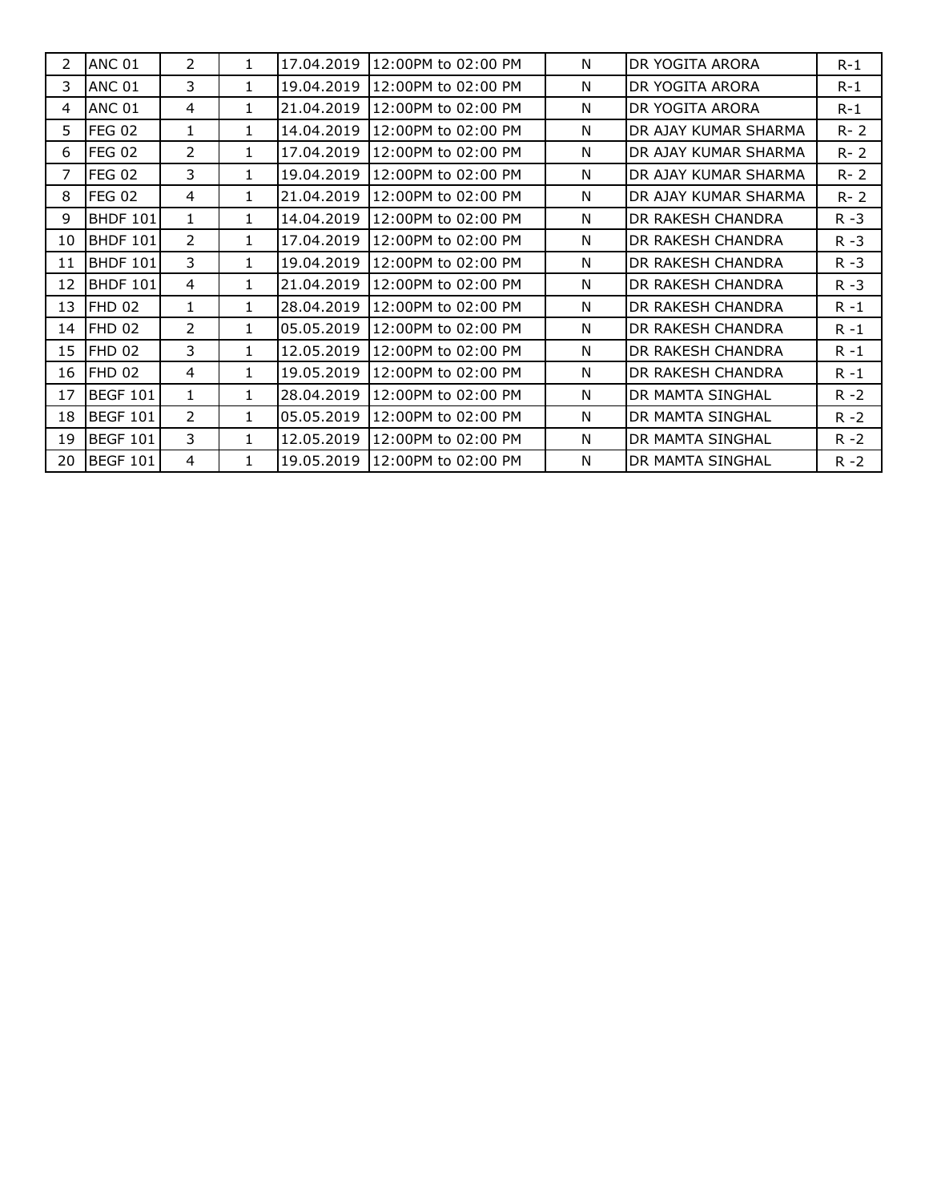| | | | | | | | | |
|---|---|---|---|---|---|---|---|---|
| 2 | ANC 01 | 2 | 1 | 17.04.2019 | 12:00PM to 02:00 PM | N | DR YOGITA ARORA | R-1 |
| 3 | ANC 01 | 3 | 1 | 19.04.2019 | 12:00PM to 02:00 PM | N | DR YOGITA ARORA | R-1 |
| 4 | ANC 01 | 4 | 1 | 21.04.2019 | 12:00PM to 02:00 PM | N | DR YOGITA ARORA | R-1 |
| 5 | FEG 02 | 1 | 1 | 14.04.2019 | 12:00PM to 02:00 PM | N | DR AJAY KUMAR SHARMA | R- 2 |
| 6 | FEG 02 | 2 | 1 | 17.04.2019 | 12:00PM to 02:00 PM | N | DR AJAY KUMAR SHARMA | R- 2 |
| 7 | FEG 02 | 3 | 1 | 19.04.2019 | 12:00PM to 02:00 PM | N | DR AJAY KUMAR SHARMA | R- 2 |
| 8 | FEG 02 | 4 | 1 | 21.04.2019 | 12:00PM to 02:00 PM | N | DR AJAY KUMAR SHARMA | R- 2 |
| 9 | BHDF 101 | 1 | 1 | 14.04.2019 | 12:00PM to 02:00 PM | N | DR RAKESH CHANDRA | R -3 |
| 10 | BHDF 101 | 2 | 1 | 17.04.2019 | 12:00PM to 02:00 PM | N | DR RAKESH CHANDRA | R -3 |
| 11 | BHDF 101 | 3 | 1 | 19.04.2019 | 12:00PM to 02:00 PM | N | DR RAKESH CHANDRA | R -3 |
| 12 | BHDF 101 | 4 | 1 | 21.04.2019 | 12:00PM to 02:00 PM | N | DR RAKESH CHANDRA | R -3 |
| 13 | FHD 02 | 1 | 1 | 28.04.2019 | 12:00PM to 02:00 PM | N | DR RAKESH CHANDRA | R -1 |
| 14 | FHD 02 | 2 | 1 | 05.05.2019 | 12:00PM to 02:00 PM | N | DR RAKESH CHANDRA | R -1 |
| 15 | FHD 02 | 3 | 1 | 12.05.2019 | 12:00PM to 02:00 PM | N | DR RAKESH CHANDRA | R -1 |
| 16 | FHD 02 | 4 | 1 | 19.05.2019 | 12:00PM to 02:00 PM | N | DR RAKESH CHANDRA | R -1 |
| 17 | BEGF 101 | 1 | 1 | 28.04.2019 | 12:00PM to 02:00 PM | N | DR MAMTA SINGHAL | R -2 |
| 18 | BEGF 101 | 2 | 1 | 05.05.2019 | 12:00PM to 02:00 PM | N | DR MAMTA SINGHAL | R -2 |
| 19 | BEGF 101 | 3 | 1 | 12.05.2019 | 12:00PM to 02:00 PM | N | DR MAMTA SINGHAL | R -2 |
| 20 | BEGF 101 | 4 | 1 | 19.05.2019 | 12:00PM to 02:00 PM | N | DR MAMTA SINGHAL | R -2 |